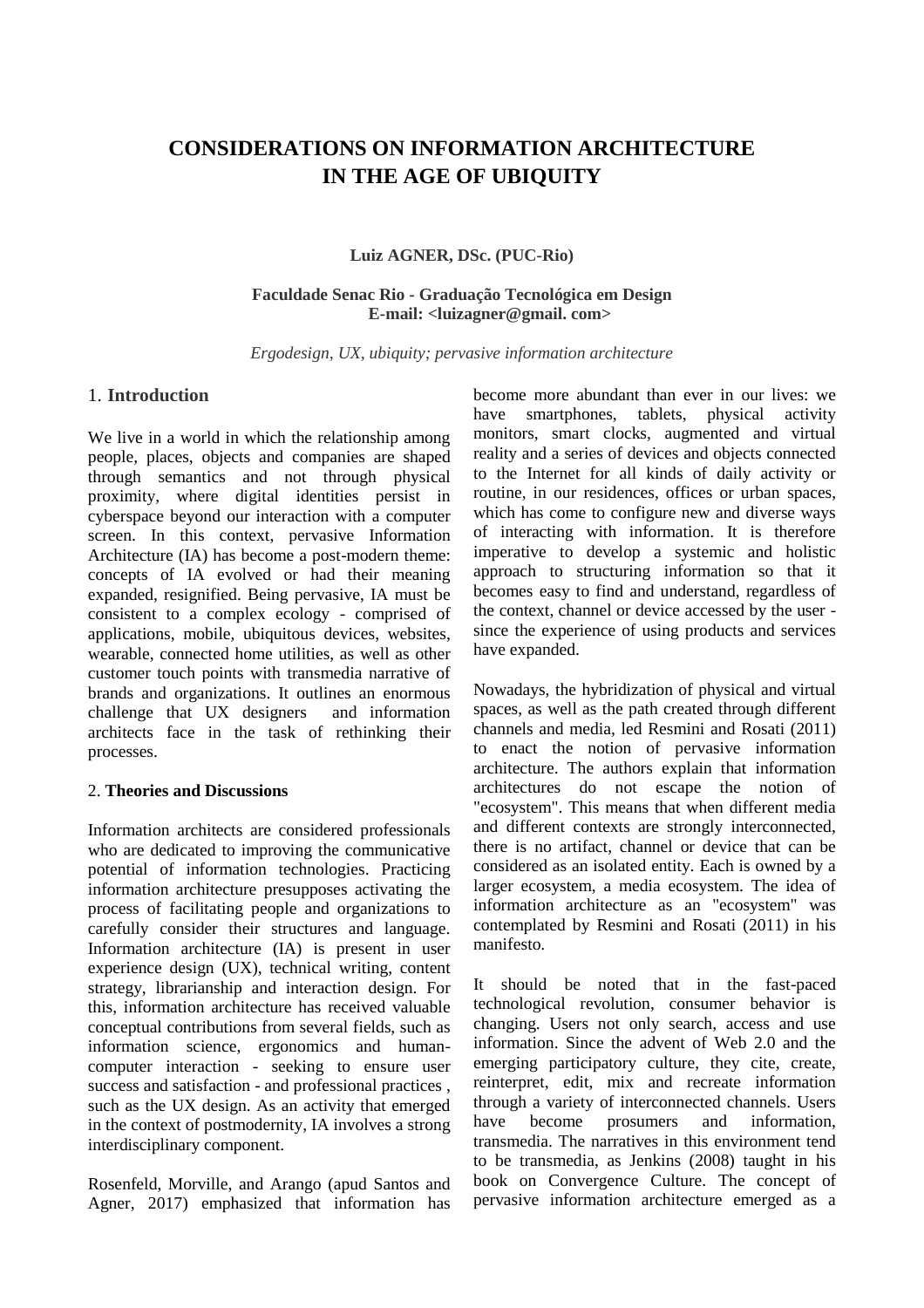# CONSIDERATIONS ON INFORMATION ARCHITECTURE IN THE AGE OF UBIQUITY

**Luiz AGNER, DSc. (PUC-Rio)**

**Faculdade Senac Rio - Graduação Tecnológica em Design**
**E-mail: <luizagner@gmail. com>**

*Ergodesign, UX, ubiquity; pervasive information architecture*

## 1. Introduction

We live in a world in which the relationship among people, places, objects and companies are shaped through semantics and not through physical proximity, where digital identities persist in cyberspace beyond our interaction with a computer screen. In this context, pervasive Information Architecture (IA) has become a post-modern theme: concepts of IA evolved or had their meaning expanded, resignified. Being pervasive, IA must be consistent to a complex ecology - comprised of applications, mobile, ubiquitous devices, websites, wearable, connected home utilities, as well as other customer touch points with transmedia narrative of brands and organizations. It outlines an enormous challenge that UX designers and information architects face in the task of rethinking their processes.

## 2. Theories and Discussions

Information architects are considered professionals who are dedicated to improving the communicative potential of information technologies. Practicing information architecture presupposes activating the process of facilitating people and organizations to carefully consider their structures and language. Information architecture (IA) is present in user experience design (UX), technical writing, content strategy, librarianship and interaction design. For this, information architecture has received valuable conceptual contributions from several fields, such as information science, ergonomics and human-computer interaction - seeking to ensure user success and satisfaction - and professional practices , such as the UX design. As an activity that emerged in the context of postmodernity, IA involves a strong interdisciplinary component.

Rosenfeld, Morville, and Arango (apud Santos and Agner, 2017) emphasized that information has become more abundant than ever in our lives: we have smartphones, tablets, physical activity monitors, smart clocks, augmented and virtual reality and a series of devices and objects connected to the Internet for all kinds of daily activity or routine, in our residences, offices or urban spaces, which has come to configure new and diverse ways of interacting with information. It is therefore imperative to develop a systemic and holistic approach to structuring information so that it becomes easy to find and understand, regardless of the context, channel or device accessed by the user - since the experience of using products and services have expanded.

Nowadays, the hybridization of physical and virtual spaces, as well as the path created through different channels and media, led Resmini and Rosati (2011) to enact the notion of pervasive information architecture. The authors explain that information architectures do not escape the notion of "ecosystem". This means that when different media and different contexts are strongly interconnected, there is no artifact, channel or device that can be considered as an isolated entity. Each is owned by a larger ecosystem, a media ecosystem. The idea of information architecture as an "ecosystem" was contemplated by Resmini and Rosati (2011) in his manifesto.

It should be noted that in the fast-paced technological revolution, consumer behavior is changing. Users not only search, access and use information. Since the advent of Web 2.0 and the emerging participatory culture, they cite, create, reinterpret, edit, mix and recreate information through a variety of interconnected channels. Users have become prosumers and information, transmedia. The narratives in this environment tend to be transmedia, as Jenkins (2008) taught in his book on Convergence Culture. The concept of pervasive information architecture emerged as a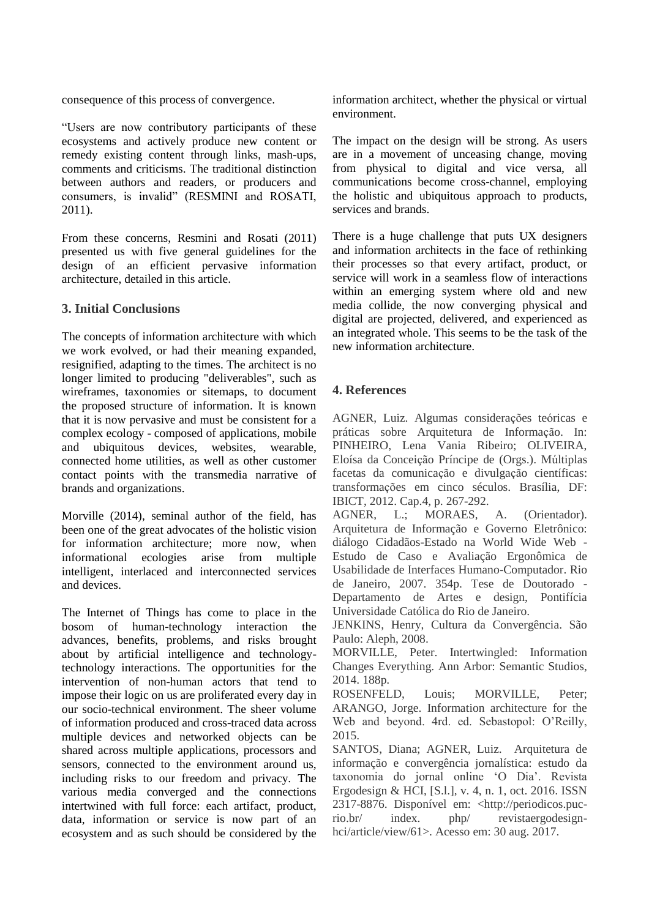consequence of this process of convergence.

"Users are now contributory participants of these ecosystems and actively produce new content or remedy existing content through links, mash-ups, comments and criticisms. The traditional distinction between authors and readers, or producers and consumers, is invalid" (RESMINI and ROSATI, 2011).

From these concerns, Resmini and Rosati (2011) presented us with five general guidelines for the design of an efficient pervasive information architecture, detailed in this article.

## 3. Initial Conclusions

The concepts of information architecture with which we work evolved, or had their meaning expanded, resignified, adapting to the times. The architect is no longer limited to producing "deliverables", such as wireframes, taxonomies or sitemaps, to document the proposed structure of information. It is known that it is now pervasive and must be consistent for a complex ecology - composed of applications, mobile and ubiquitous devices, websites, wearable, connected home utilities, as well as other customer contact points with the transmedia narrative of brands and organizations.

Morville (2014), seminal author of the field, has been one of the great advocates of the holistic vision for information architecture; more now, when informational ecologies arise from multiple intelligent, interlaced and interconnected services and devices.

The Internet of Things has come to place in the bosom of human-technology interaction the advances, benefits, problems, and risks brought about by artificial intelligence and technology-technology interactions. The opportunities for the intervention of non-human actors that tend to impose their logic on us are proliferated every day in our socio-technical environment. The sheer volume of information produced and cross-traced data across multiple devices and networked objects can be shared across multiple applications, processors and sensors, connected to the environment around us, including risks to our freedom and privacy. The various media converged and the connections intertwined with full force: each artifact, product, data, information or service is now part of an ecosystem and as such should be considered by the information architect, whether the physical or virtual environment.

The impact on the design will be strong. As users are in a movement of unceasing change, moving from physical to digital and vice versa, all communications become cross-channel, employing the holistic and ubiquitous approach to products, services and brands.

There is a huge challenge that puts UX designers and information architects in the face of rethinking their processes so that every artifact, product, or service will work in a seamless flow of interactions within an emerging system where old and new media collide, the now converging physical and digital are projected, delivered, and experienced as an integrated whole. This seems to be the task of the new information architecture.

## 4. References

AGNER, Luiz. Algumas considerações teóricas e práticas sobre Arquitetura de Informação. In: PINHEIRO, Lena Vania Ribeiro; OLIVEIRA, Eloísa da Conceição Príncipe de (Orgs.). Múltiplas facetas da comunicação e divulgação científicas: transformações em cinco séculos. Brasília, DF: IBICT, 2012. Cap.4, p. 267-292.

AGNER, L.; MORAES, A. (Orientador). Arquitetura de Informação e Governo Eletrônico: diálogo Cidadãos-Estado na World Wide Web - Estudo de Caso e Avaliação Ergonômica de Usabilidade de Interfaces Humano-Computador. Rio de Janeiro, 2007. 354p. Tese de Doutorado - Departamento de Artes e design, Pontifícia Universidade Católica do Rio de Janeiro.

JENKINS, Henry, Cultura da Convergência. São Paulo: Aleph, 2008.

MORVILLE, Peter. Intertwingled: Information Changes Everything. Ann Arbor: Semantic Studios, 2014. 188p.

ROSENFELD, Louis; MORVILLE, Peter; ARANGO, Jorge. Information architecture for the Web and beyond. 4rd. ed. Sebastopol: O'Reilly, 2015.

SANTOS, Diana; AGNER, Luiz. Arquitetura de informação e convergência jornalística: estudo da taxonomia do jornal online 'O Dia'. Revista Ergodesign & HCI, [S.l.], v. 4, n. 1, oct. 2016. ISSN 2317-8876. Disponível em: <http://periodicos.puc-rio.br/ index. php/ revistaergodesign-hci/article/view/61>. Acesso em: 30 aug. 2017.